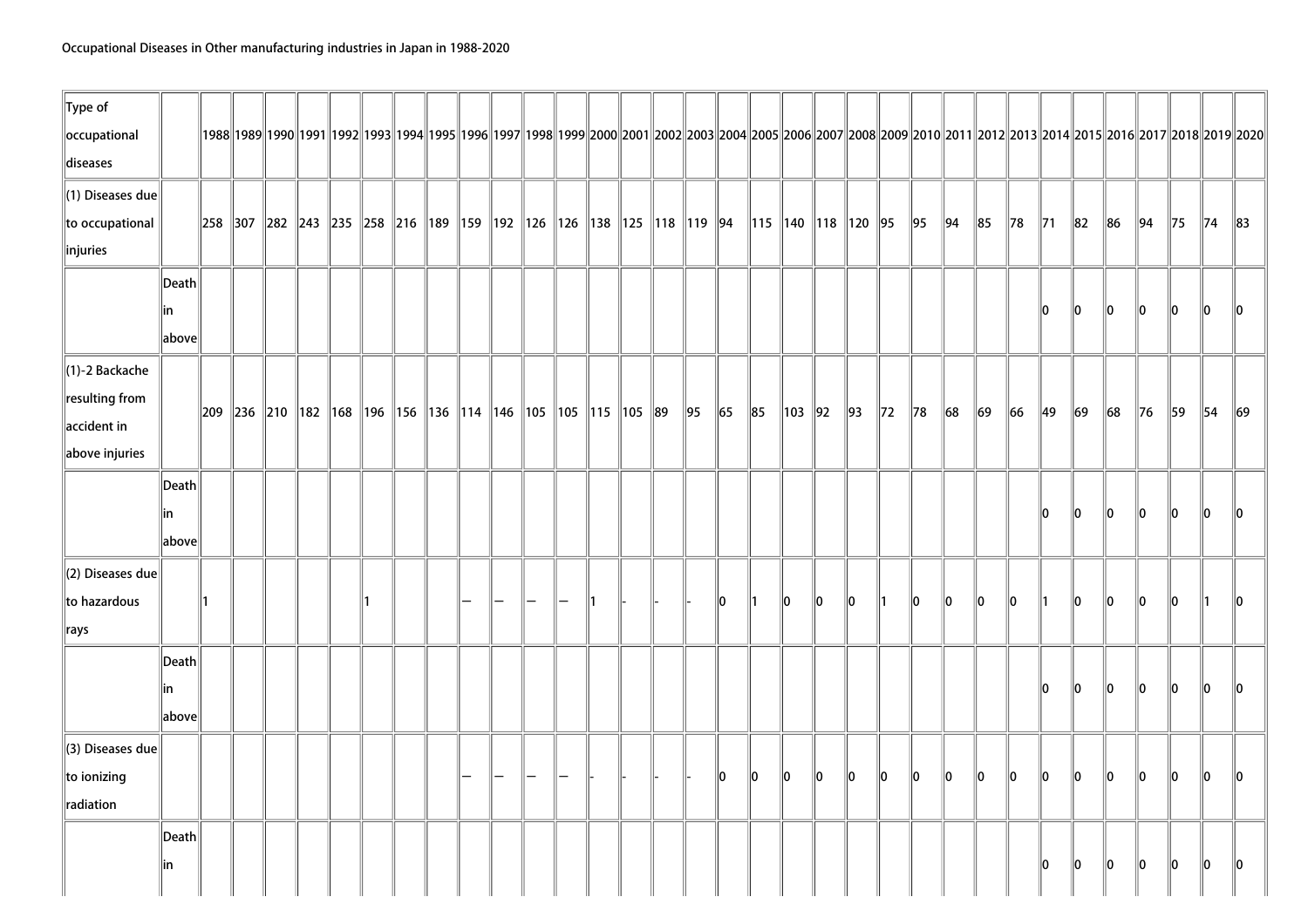Occupational Diseases in Other manufacturing industries in Japan in 1988-2020

| Type of occupational diseases | | 1988 | 1989 | 1990 | 1991 | 1992 | 1993 | 1994 | 1995 | 1996 | 1997 | 1998 | 1999 | 2000 | 2001 | 2002 | 2003 | 2004 | 2005 | 2006 | 2007 | 2008 | 2009 | 2010 | 2011 | 2012 | 2013 | 2014 | 2015 | 2016 | 2017 | 2018 | 2019 | 2020 |
|---|---|---|---|---|---|---|---|---|---|---|---|---|---|---|---|---|---|---|---|---|---|---|---|---|---|---|---|---|---|---|---|---|---|---|
| (1) Diseases due to occupational injuries | | 258 | 307 | 282 | 243 | 235 | 258 | 216 | 189 | 159 | 192 | 126 | 126 | 138 | 125 | 118 | 119 | 94 | 115 | 140 | 118 | 120 | 95 | 95 | 94 | 85 | 78 | 71 | 82 | 86 | 94 | 75 | 74 | 83 |
| | Death in above | | | | | | | | | | | | | | | | | | | | | | | | | | | 0 | 0 | 0 | 0 | 0 | 0 | 0 |
| (1)-2 Backache resulting from accident in above injuries | | 209 | 236 | 210 | 182 | 168 | 196 | 156 | 136 | 114 | 146 | 105 | 105 | 115 | 105 | 89 | 95 | 65 | 85 | 103 | 92 | 93 | 72 | 78 | 68 | 69 | 66 | 49 | 69 | 68 | 76 | 59 | 54 | 69 |
| | Death in above | | | | | | | | | | | | | | | | | | | | | | | | | | | 0 | 0 | 0 | 0 | 0 | 0 | 0 |
| (2) Diseases due to hazardous rays | | 1 | | | | | 1 | | | — | — | — | — | 1 | - | - | - | 0 | 1 | 0 | 0 | 0 | 1 | 0 | 0 | 0 | 0 | 1 | 0 | 0 | 0 | 0 | 1 | 0 |
| | Death in above | | | | | | | | | | | | | | | | | | | | | | | | | | | 0 | 0 | 0 | 0 | 0 | 0 | 0 |
| (3) Diseases due to ionizing radiation | | | | | | | | | | — | — | — | — | - | - | - | - | 0 | 0 | 0 | 0 | 0 | 0 | 0 | 0 | 0 | 0 | 0 | 0 | 0 | 0 | 0 | 0 | 0 |
| | Death in | | | | | | | | | | | | | | | | | | | | | | | | | | | 0 | 0 | 0 | 0 | 0 | 0 | 0 |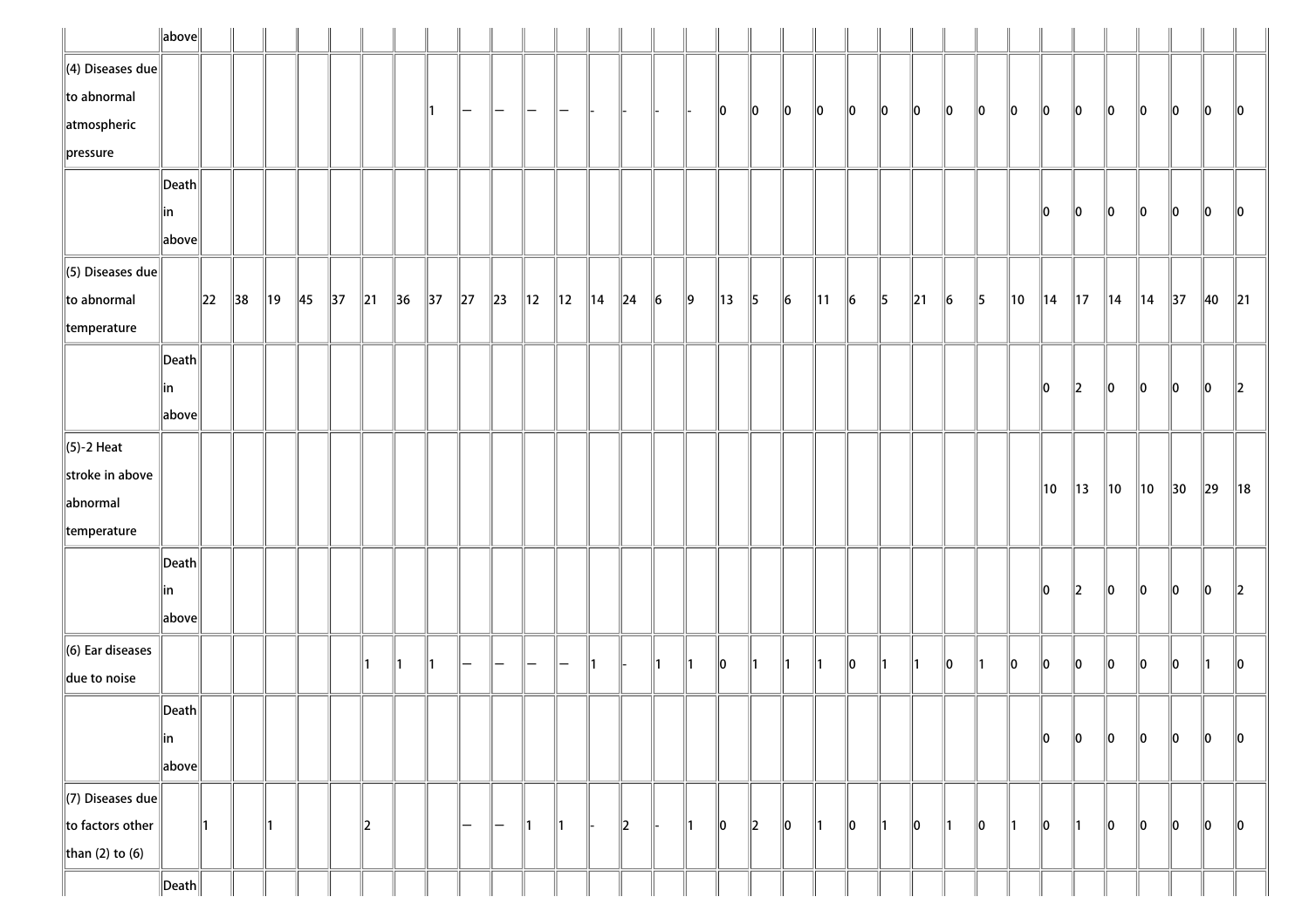|  | above |  |  |  |  |  |  |  |  |  |  |  |  |  |  |  |  |  |  |  |  |  |  |  |  |  |  |  |  |  |  |  |  |  |
| --- | --- | --- | --- | --- | --- | --- | --- | --- | --- | --- | --- | --- | --- | --- | --- | --- | --- | --- | --- | --- | --- | --- | --- | --- | --- | --- | --- | --- | --- | --- | --- | --- | --- | --- |
| (4) Diseases due to abnormal atmospheric pressure |  |  |  |  |  |  |  |  | 1 | — | — | — | — | - | - | - | - | 0 | 0 | 0 | 0 | 0 | 0 | 0 | 0 | 0 | 0 | 0 | 0 | 0 | 0 | 0 | 0 | 0 |
|  | Death in above |  |  |  |  |  |  |  |  |  |  |  |  |  |  |  |  |  |  |  |  |  |  |  |  |  |  | 0 | 0 | 0 | 0 | 0 | 0 | 0 |
| (5) Diseases due to abnormal temperature |  | 22 | 38 | 19 | 45 | 37 | 21 | 36 | 37 | 27 | 23 | 12 | 12 | 14 | 24 | 6 | 9 | 13 | 5 | 6 | 11 | 6 | 5 | 21 | 6 | 5 | 10 | 14 | 17 | 14 | 14 | 37 | 40 | 21 |
|  | Death in above |  |  |  |  |  |  |  |  |  |  |  |  |  |  |  |  |  |  |  |  |  |  |  |  |  |  | 0 | 2 | 0 | 0 | 0 | 0 | 2 |
| (5)-2 Heat stroke in above abnormal temperature |  |  |  |  |  |  |  |  |  |  |  |  |  |  |  |  |  |  |  |  |  |  |  |  |  |  |  | 10 | 13 | 10 | 10 | 30 | 29 | 18 |
|  | Death in above |  |  |  |  |  |  |  |  |  |  |  |  |  |  |  |  |  |  |  |  |  |  |  |  |  |  | 0 | 2 | 0 | 0 | 0 | 0 | 2 |
| (6) Ear diseases due to noise |  |  |  |  |  |  | 1 | 1 | 1 | — | — | — | — | 1 | - | 1 | 1 | 0 | 1 | 1 | 1 | 0 | 1 | 1 | 0 | 1 | 0 | 0 | 0 | 0 | 0 | 0 | 1 | 0 |
|  | Death in above |  |  |  |  |  |  |  |  |  |  |  |  |  |  |  |  |  |  |  |  |  |  |  |  |  |  | 0 | 0 | 0 | 0 | 0 | 0 | 0 |
| (7) Diseases due to factors other than (2) to (6) |  | 1 |  | 1 |  |  | 2 |  |  | — | — | 1 | 1 | - | 2 | - | 1 | 0 | 2 | 0 | 1 | 0 | 1 | 0 | 1 | 0 | 1 | 0 | 1 | 0 | 0 | 0 | 0 | 0 |
|  | Death |  |  |  |  |  |  |  |  |  |  |  |  |  |  |  |  |  |  |  |  |  |  |  |  |  |  |  |  |  |  |  |  |  |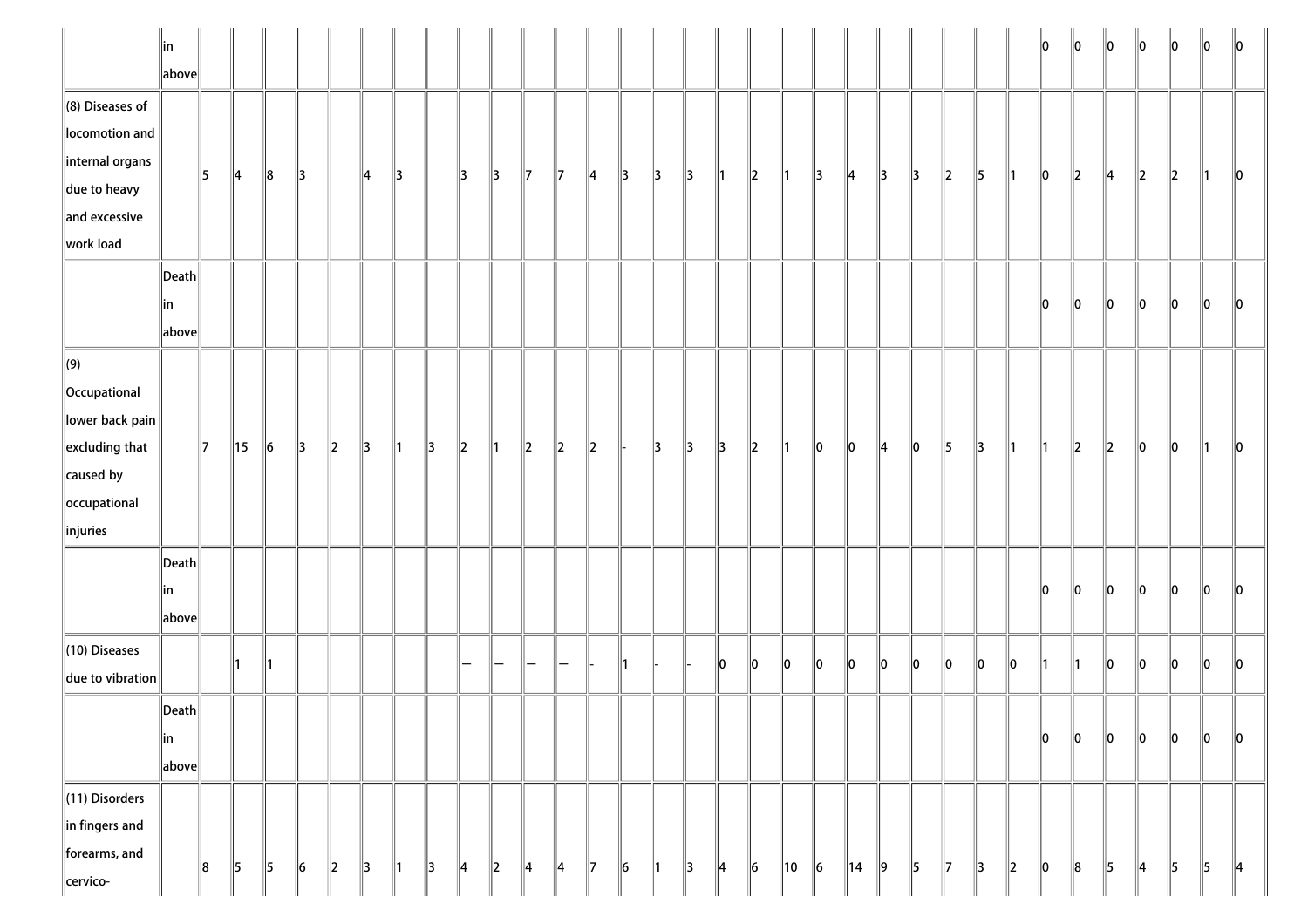| | | | | | | | | | | | | | | | | | | | | | | | | | | | | | | | | | | |
|---|---|---|---|---|---|---|---|---|---|---|---|---|---|---|---|---|---|---|---|---|---|---|---|---|---|---|---|---|---|---|---|---|---|---|
| | in above | | | | | | | | | | | | | | | | | | | | | | | | | | 0 | 0 | 0 | 0 | 0 | 0 | 0 |
| (8) Diseases of locomotion and internal organs due to heavy and excessive work load | | 5 | 4 | 8 | 3 | | 4 | 3 | | 3 | 3 | 7 | 7 | 4 | 3 | 3 | 3 | 1 | 2 | 1 | 3 | 4 | 3 | 3 | 2 | 5 | 1 | 0 | 2 | 4 | 2 | 2 | 1 | 0 |
| | Death in above | | | | | | | | | | | | | | | | | | | | | | | | | | | 0 | 0 | 0 | 0 | 0 | 0 | 0 |
| (9) Occupational lower back pain excluding that caused by occupational injuries | | 7 | 15 | 6 | 3 | 2 | 3 | 1 | 3 | 2 | 1 | 2 | 2 | 2 | - | 3 | 3 | 3 | 2 | 1 | 0 | 0 | 4 | 0 | 5 | 3 | 1 | 1 | 2 | 2 | 0 | 0 | 1 | 0 |
| | Death in above | | | | | | | | | | | | | | | | | | | | | | | | | | | 0 | 0 | 0 | 0 | 0 | 0 | 0 |
| (10) Diseases due to vibration | | | 1 | 1 | | | | | | — | — | — | — | - | 1 | - | - | 0 | 0 | 0 | 0 | 0 | 0 | 0 | 0 | 0 | 0 | 1 | 1 | 0 | 0 | 0 | 0 | 0 |
| | Death in above | | | | | | | | | | | | | | | | | | | | | | | | | | | 0 | 0 | 0 | 0 | 0 | 0 | 0 |
| (11) Disorders in fingers and forearms, and cervico- | | 8 | 5 | 5 | 6 | 2 | 3 | 1 | 3 | 4 | 2 | 4 | 4 | 7 | 6 | 1 | 3 | 4 | 6 | 10 | 6 | 14 | 9 | 5 | 7 | 3 | 2 | 0 | 8 | 5 | 4 | 5 | 5 | 4 |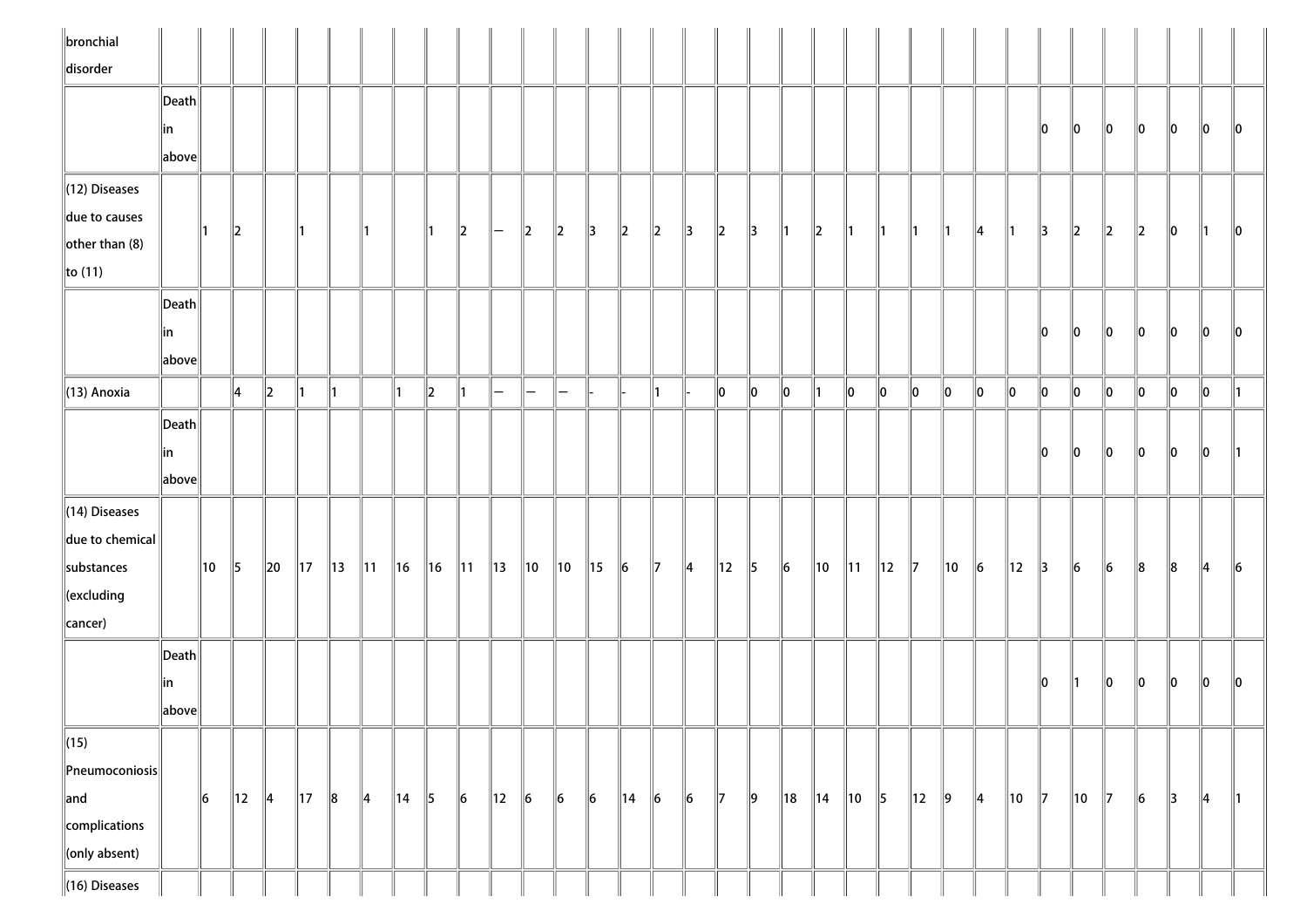| | | | | | | | | | | | | | | | | | | | | | | | | | | | | | | | | | | |
|---|---|---|---|---|---|---|---|---|---|---|---|---|---|---|---|---|---|---|---|---|---|---|---|---|---|---|---|---|---|---|---|---|---|---|
| bronchial disorder | | | | | | | | | | | | | | | | | | | | | | | | | | | | | | | | | | |
| | Death in above | | | | | | | | | | | | | | | | | | | | | | | | | | 0 | 0 | 0 | 0 | 0 | 0 | 0 |
| (12) Diseases due to causes other than (8) to (11) | | 1 | 2 | | 1 | | 1 | | 1 | 2 | — | 2 | 2 | 3 | 2 | 2 | 3 | 2 | 3 | 1 | 2 | 1 | 1 | 1 | 1 | 4 | 1 | 3 | 2 | 2 | 2 | 0 | 1 | 0 |
| | Death in above | | | | | | | | | | | | | | | | | | | | | | | | | | 0 | 0 | 0 | 0 | 0 | 0 | 0 |
| (13) Anoxia | | | 4 | 2 | 1 | 1 | | 1 | 2 | 1 | — | — | — | - | - | 1 | - | 0 | 0 | 0 | 1 | 0 | 0 | 0 | 0 | 0 | 0 | 0 | 0 | 0 | 0 | 0 | 0 | 1 |
| | Death in above | | | | | | | | | | | | | | | | | | | | | | | | | | 0 | 0 | 0 | 0 | 0 | 0 | 1 |
| (14) Diseases due to chemical substances (excluding cancer) | | 10 | 5 | 20 | 17 | 13 | 11 | 16 | 16 | 11 | 13 | 10 | 10 | 15 | 6 | 7 | 4 | 12 | 5 | 6 | 10 | 11 | 12 | 7 | 10 | 6 | 12 | 3 | 6 | 6 | 8 | 8 | 4 | 6 |
| | Death in above | | | | | | | | | | | | | | | | | | | | | | | | | | 0 | 1 | 0 | 0 | 0 | 0 | 0 |
| (15) Pneumoconiosis and complications (only absent) | | 6 | 12 | 4 | 17 | 8 | 4 | 14 | 5 | 6 | 12 | 6 | 6 | 6 | 14 | 6 | 6 | 7 | 9 | 18 | 14 | 10 | 5 | 12 | 9 | 4 | 10 | 7 | 10 | 7 | 6 | 3 | 4 | 1 |
| (16) Diseases | | | | | | | | | | | | | | | | | | | | | | | | | | | | | | | | | | |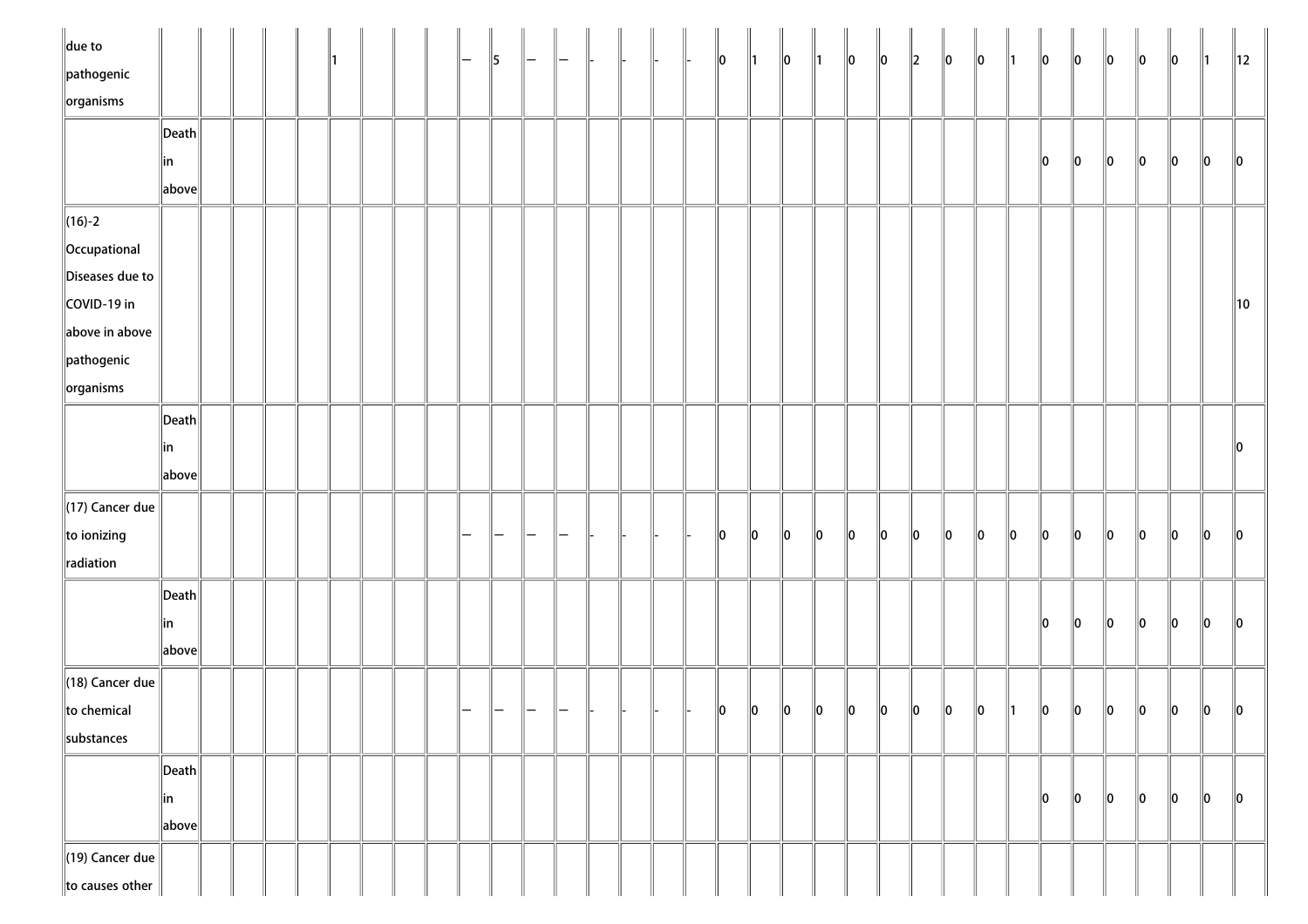| | | | | | | | | | | | | | | | | | | | | | | | | | | | | | | | | | | |
|---|---|---|---|---|---|---|---|---|---|---|---|---|---|---|---|---|---|---|---|---|---|---|---|---|---|---|---|---|---|---|---|---|---|---|
| due to pathogenic organisms | | | | | | 1 | | | | — | 5 | — | — | - | - | - | - | 0 | 1 | 0 | 1 | 0 | 0 | 2 | 0 | 0 | 1 | 0 | 0 | 0 | 0 | 0 | 1 | 12 |
| | Death in above | | | | | | | | | | | | | | | | | | | | | | | | | | | 0 | 0 | 0 | 0 | 0 | 0 | 0 |
| (16)-2 Occupational Diseases due to COVID-19 in above in above pathogenic organisms | | | | | | | | | | | | | | | | | | | | | | | | | | | | | | | | | | 10 |
| | Death in above | | | | | | | | | | | | | | | | | | | | | | | | | | | | | | | | | 0 |
| (17) Cancer due to ionizing radiation | | | | | | | | | | — | — | — | — | - | - | - | - | 0 | 0 | 0 | 0 | 0 | 0 | 0 | 0 | 0 | 0 | 0 | 0 | 0 | 0 | 0 | 0 | 0 |
| | Death in above | | | | | | | | | | | | | | | | | | | | | | | | | | | 0 | 0 | 0 | 0 | 0 | 0 | 0 |
| (18) Cancer due to chemical substances | | | | | | | | | | — | — | — | — | - | - | - | - | 0 | 0 | 0 | 0 | 0 | 0 | 0 | 0 | 0 | 1 | 0 | 0 | 0 | 0 | 0 | 0 | 0 |
| | Death in above | | | | | | | | | | | | | | | | | | | | | | | | | | | 0 | 0 | 0 | 0 | 0 | 0 | 0 |
| (19) Cancer due to causes other | | | | | | | | | | | | | | | | | | | | | | | | | | | | | | | | | | |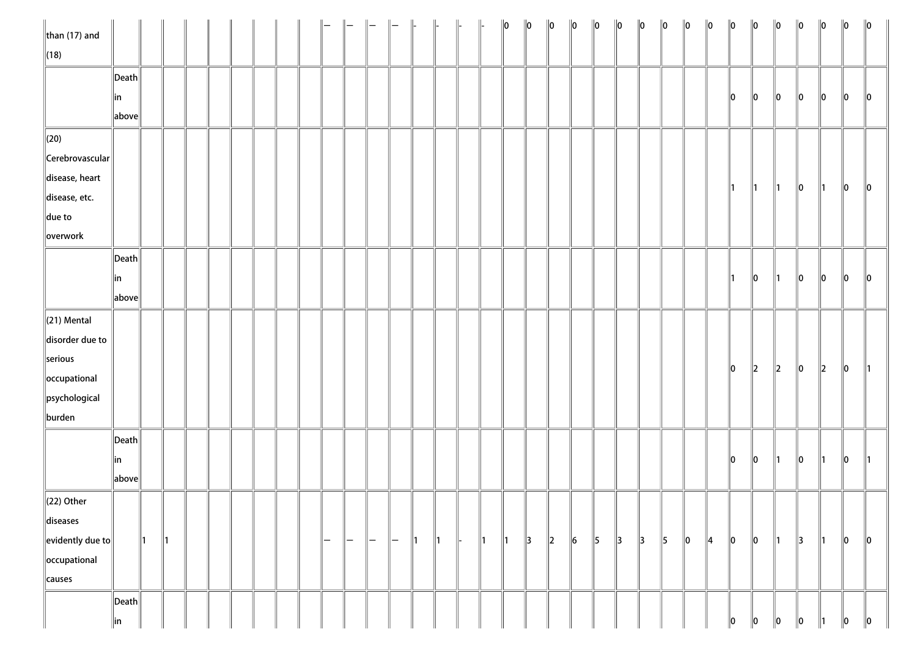| | | | | | | | | | | | | | | | | | | | | | | | | | | | | | | | | | | |
|---|---|---|---|---|---|---|---|---|---|---|---|---|---|---|---|---|---|---|---|---|---|---|---|---|---|---|---|---|---|---|---|---|---|---|
| than (17) and (18) | | | | | | | | | | — | — | — | — | - | - | - | - | 0 | 0 | 0 | 0 | 0 | 0 | 0 | 0 | 0 | 0 | 0 | 0 | 0 | 0 | 0 | 0 | 0 |
| | Death in above | | | | | | | | | | | | | | | | | | | | | | | | | | | 0 | 0 | 0 | 0 | 0 | 0 | 0 |
| (20) Cerebrovascular disease, heart disease, etc. due to overwork | | | | | | | | | | | | | | | | | | | | | | | | | | | | 1 | 1 | 1 | 0 | 1 | 0 | 0 |
| | Death in above | | | | | | | | | | | | | | | | | | | | | | | | | | | 1 | 0 | 1 | 0 | 0 | 0 | 0 |
| (21) Mental disorder due to serious occupational psychological burden | | | | | | | | | | | | | | | | | | | | | | | | | | | | 0 | 2 | 2 | 0 | 2 | 0 | 1 |
| | Death in above | | | | | | | | | | | | | | | | | | | | | | | | | | | 0 | 0 | 1 | 0 | 1 | 0 | 1 |
| (22) Other diseases evidently due to occupational causes | | 1 | 1 | | | | | | | — | — | — | — | 1 | 1 | - | 1 | 1 | 3 | 2 | 6 | 5 | 3 | 3 | 5 | 0 | 4 | 0 | 0 | 1 | 3 | 1 | 0 | 0 |
| | Death in | | | | | | | | | | | | | | | | | | | | | | | | | | | 0 | 0 | 0 | 0 | 1 | 0 | 0 |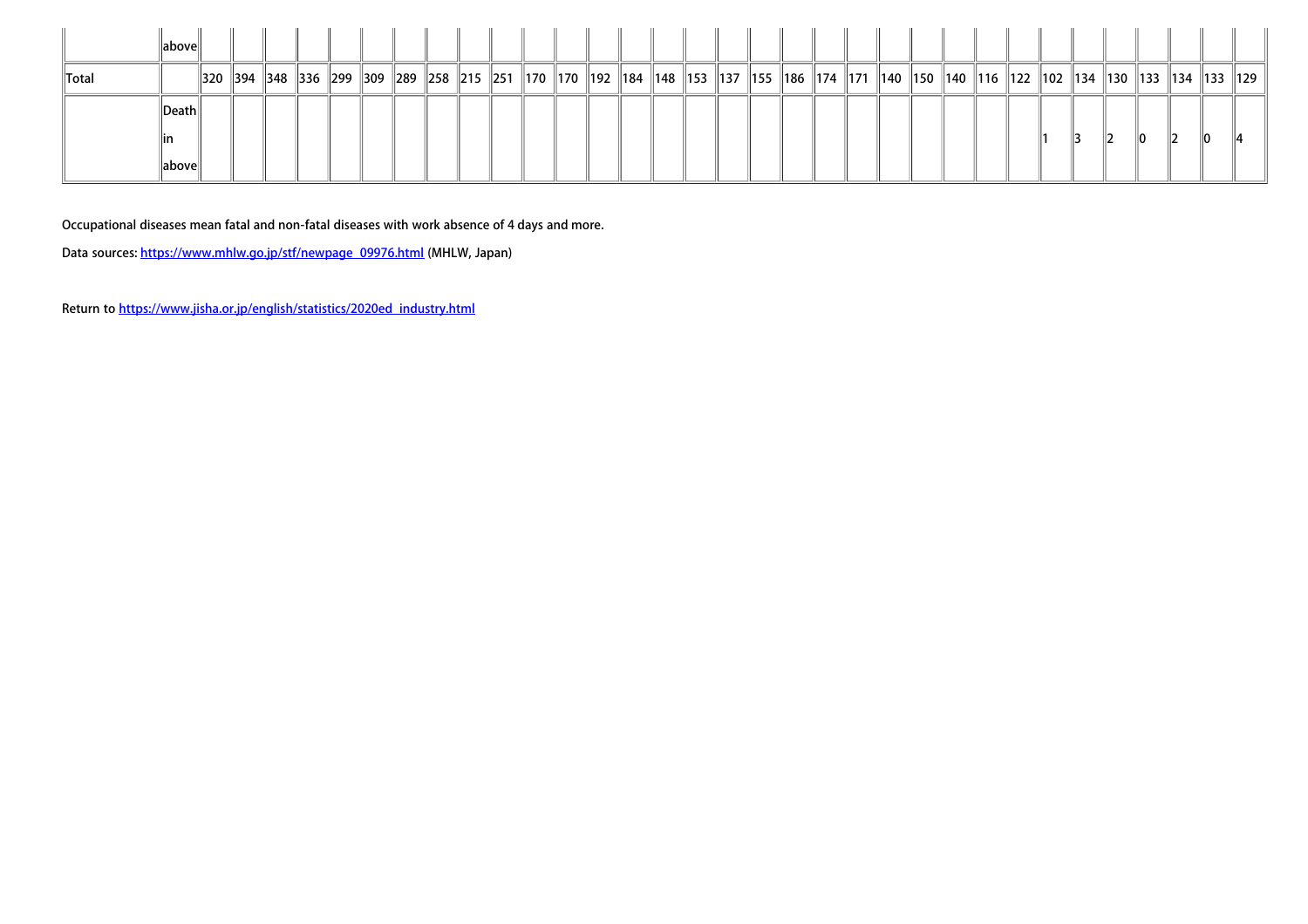| | | | | | | | | | | | | | | | | | | | | | | | | | | | | | | | | | | |
|---|---|---|---|---|---|---|---|---|---|---|---|---|---|---|---|---|---|---|---|---|---|---|---|---|---|---|---|---|---|---|---|---|---|---|
| | above | | | | | | | | | | | | | | | | | | | | | | | | | | | | | | | | | |
| Total | | 320 | 394 | 348 | 336 | 299 | 309 | 289 | 258 | 215 | 251 | 170 | 170 | 192 | 184 | 148 | 153 | 137 | 155 | 186 | 174 | 171 | 140 | 150 | 140 | 116 | 122 | 102 | 134 | 130 | 133 | 134 | 133 | 129 |
| | Death in above | | | | | | | | | | | | | | | | | | | | | | | | | | | 1 | 3 | 2 | 0 | 2 | 0 | 4 |

Occupational diseases mean fatal and non-fatal diseases with work absence of 4 days and more.

Data sources: https://www.mhlw.go.jp/stf/newpage_09976.html (MHLW, Japan)

Return to https://www.jisha.or.jp/english/statistics/2020ed_industry.html